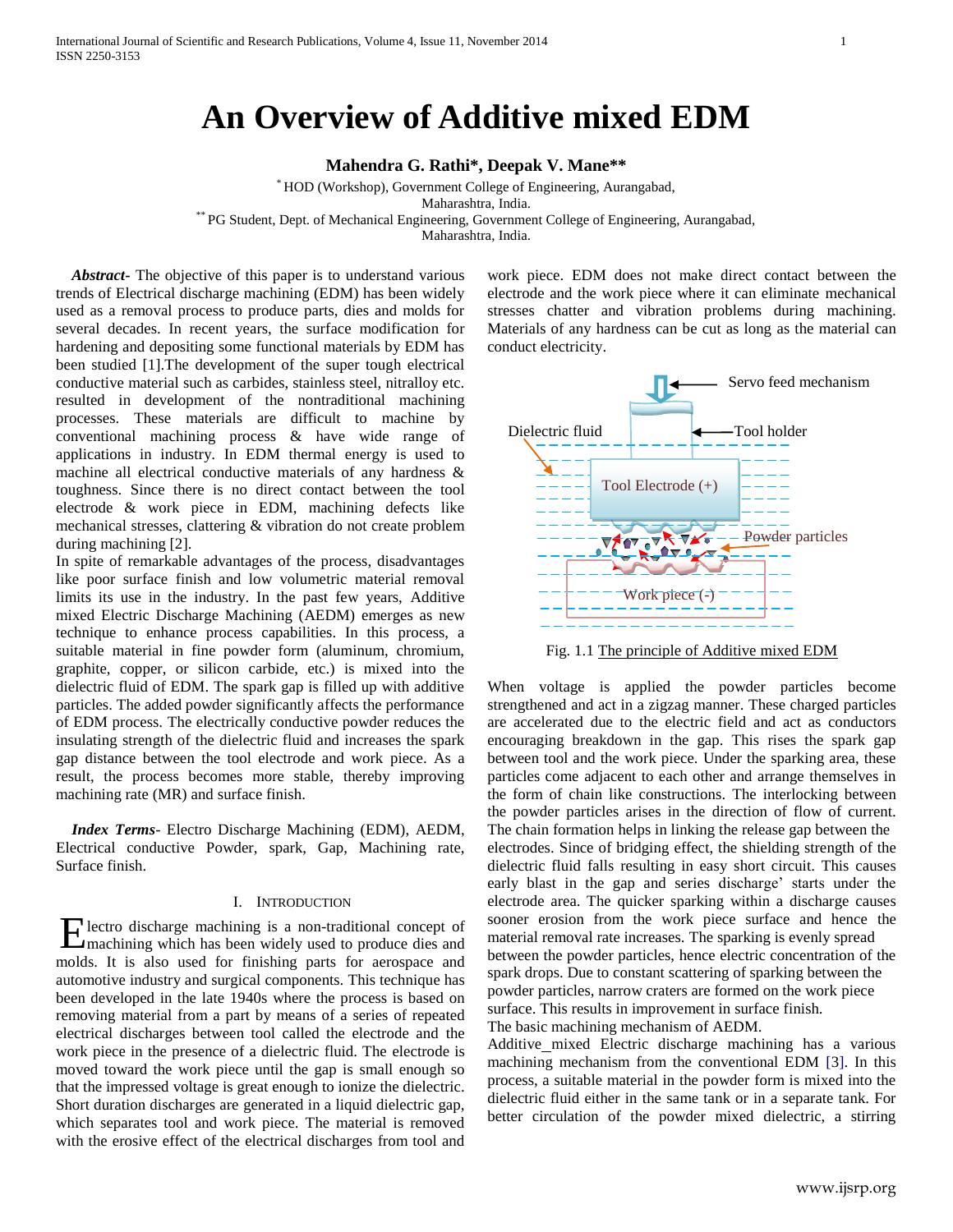# An Overview of Additive mixed EDM

**Mahendra G. Rathi\*, Deepak V. Mane\*\***

\* HOD (Workshop), Government College of Engineering, Aurangabad, Maharashtra, India.

\*\* PG Student, Dept. of Mechanical Engineering, Government College of Engineering, Aurangabad, Maharashtra, India.

***Abstract***- The objective of this paper is to understand various trends of Electrical discharge machining (EDM) has been widely used as a removal process to produce parts, dies and molds for several decades. In recent years, the surface modification for hardening and depositing some functional materials by EDM has been studied [1].The development of the super tough electrical conductive material such as carbides, stainless steel, nitralloy etc. resulted in development of the nontraditional machining processes. These materials are difficult to machine by conventional machining process & have wide range of applications in industry. In EDM thermal energy is used to machine all electrical conductive materials of any hardness & toughness. Since there is no direct contact between the tool electrode & work piece in EDM, machining defects like mechanical stresses, clattering & vibration do not create problem during machining [2].

In spite of remarkable advantages of the process, disadvantages like poor surface finish and low volumetric material removal limits its use in the industry. In the past few years, Additive mixed Electric Discharge Machining (AEDM) emerges as new technique to enhance process capabilities. In this process, a suitable material in fine powder form (aluminum, chromium, graphite, copper, or silicon carbide, etc.) is mixed into the dielectric fluid of EDM. The spark gap is filled up with additive particles. The added powder significantly affects the performance of EDM process. The electrically conductive powder reduces the insulating strength of the dielectric fluid and increases the spark gap distance between the tool electrode and work piece. As a result, the process becomes more stable, thereby improving machining rate (MR) and surface finish.

***Index Terms***- Electro Discharge Machining (EDM), AEDM, Electrical conductive Powder, spark, Gap, Machining rate, Surface finish.

## I. Introduction

Electro discharge machining is a non-traditional concept of machining which has been widely used to produce dies and molds. It is also used for finishing parts for aerospace and automotive industry and surgical components. This technique has been developed in the late 1940s where the process is based on removing material from a part by means of a series of repeated electrical discharges between tool called the electrode and the work piece in the presence of a dielectric fluid. The electrode is moved toward the work piece until the gap is small enough so that the impressed voltage is great enough to ionize the dielectric. Short duration discharges are generated in a liquid dielectric gap, which separates tool and work piece. The material is removed with the erosive effect of the electrical discharges from tool and work piece. EDM does not make direct contact between the electrode and the work piece where it can eliminate mechanical stresses chatter and vibration problems during machining. Materials of any hardness can be cut as long as the material can conduct electricity.

Fig. 1.1 The principle of Additive mixed EDM

When voltage is applied the powder particles become strengthened and act in a zigzag manner. These charged particles are accelerated due to the electric field and act as conductors encouraging breakdown in the gap. This rises the spark gap between tool and the work piece. Under the sparking area, these particles come adjacent to each other and arrange themselves in the form of chain like constructions. The interlocking between the powder particles arises in the direction of flow of current. The chain formation helps in linking the release gap between the electrodes. Since of bridging effect, the shielding strength of the dielectric fluid falls resulting in easy short circuit. This causes early blast in the gap and series discharge' starts under the electrode area. The quicker sparking within a discharge causes sooner erosion from the work piece surface and hence the material removal rate increases. The sparking is evenly spread between the powder particles, hence electric concentration of the spark drops. Due to constant scattering of sparking between the powder particles, narrow craters are formed on the work piece surface. This results in improvement in surface finish.

The basic machining mechanism of AEDM.

Additive_mixed Electric discharge machining has a various machining mechanism from the conventional EDM [3]. In this process, a suitable material in the powder form is mixed into the dielectric fluid either in the same tank or in a separate tank. For better circulation of the powder mixed dielectric, a stirring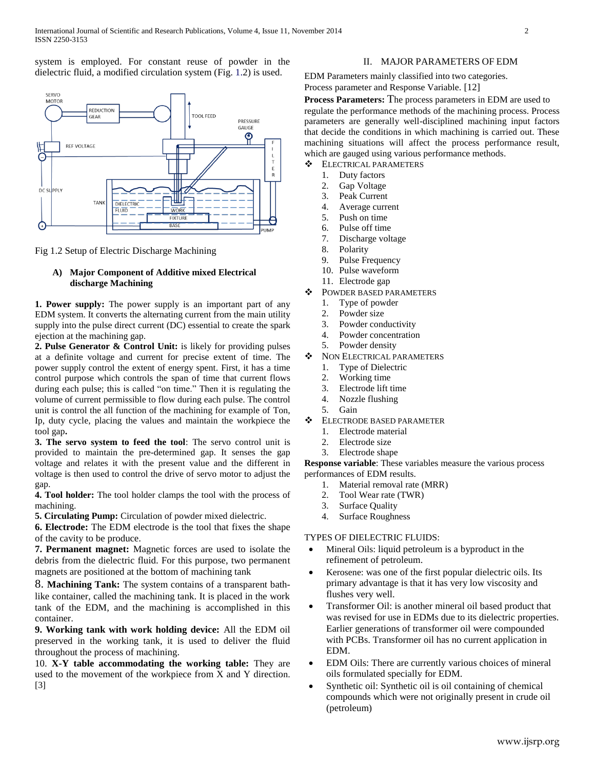system is employed. For constant reuse of powder in the dielectric fluid, a modified circulation system (Fig. 1.2) is used.

Fig 1.2 Setup of Electric Discharge Machining

### A) Major Component of Additive mixed Electrical discharge Machining

**1. Power supply:** The power supply is an important part of any EDM system. It converts the alternating current from the main utility supply into the pulse direct current (DC) essential to create the spark ejection at the machining gap.

**2. Pulse Generator & Control Unit:** is likely for providing pulses at a definite voltage and current for precise extent of time. The power supply control the extent of energy spent. First, it has a time control purpose which controls the span of time that current flows during each pulse; this is called "on time." Then it is regulating the volume of current permissible to flow during each pulse. The control unit is control the all function of the machining for example of Ton, Ip, duty cycle, placing the values and maintain the workpiece the tool gap**.**

**3. The servo system to feed the tool**: The servo control unit is provided to maintain the pre-determined gap. It senses the gap voltage and relates it with the present value and the different in voltage is then used to control the drive of servo motor to adjust the gap.

**4. Tool holder:** The tool holder clamps the tool with the process of machining.

**5. Circulating Pump:** Circulation of powder mixed dielectric.

**6. Electrode:** The EDM electrode is the tool that fixes the shape of the cavity to be produce.

**7. Permanent magnet:** Magnetic forces are used to isolate the debris from the dielectric fluid. For this purpose, two permanent magnets are positioned at the bottom of machining tank

**8. Machining Tank:** The system contains of a transparent bath-like container, called the machining tank. It is placed in the work tank of the EDM, and the machining is accomplished in this container.

**9. Working tank with work holding device:** All the EDM oil preserved in the working tank, it is used to deliver the fluid throughout the process of machining.

10. **X-Y table accommodating the working table:** They are used to the movement of the workpiece from X and Y direction. [3]

## II. MAJOR PARAMETERS OF EDM

EDM Parameters mainly classified into two categories.
Process parameter and Response Variable. [12]

**Process Parameters:** The process parameters in EDM are used to regulate the performance methods of the machining process. Process parameters are generally well-disciplined machining input factors that decide the conditions in which machining is carried out. These machining situations will affect the process performance result, which are gauged using various performance methods.

- ELECTRICAL PARAMETERS
  1. Duty factors
  2. Gap Voltage
  3. Peak Current
  4. Average current
  5. Push on time
  6. Pulse off time
  7. Discharge voltage
  8. Polarity
  9. Pulse Frequency
  10. Pulse waveform
  11. Electrode gap
- POWDER BASED PARAMETERS
  1. Type of powder
  2. Powder size
  3. Powder conductivity
  4. Powder concentration
  5. Powder density
- NON ELECTRICAL PARAMETERS
  1. Type of Dielectric
  2. Working time
  3. Electrode lift time
  4. Nozzle flushing
  5. Gain
- ELECTRODE BASED PARAMETER
  1. Electrode material
  2. Electrode size
  3. Electrode shape

**Response variable**: These variables measure the various process performances of EDM results.

1. Material removal rate (MRR)
2. Tool Wear rate (TWR)
3. Surface Quality
4. Surface Roughness

TYPES OF DIELECTRIC FLUIDS:

- Mineral Oils: liquid petroleum is a byproduct in the refinement of petroleum.
- Kerosene: was one of the first popular dielectric oils. Its primary advantage is that it has very low viscosity and flushes very well.
- Transformer Oil: is another mineral oil based product that was revised for use in EDMs due to its dielectric properties. Earlier generations of transformer oil were compounded with PCBs. Transformer oil has no current application in EDM.
- EDM Oils: There are currently various choices of mineral oils formulated specially for EDM.
- Synthetic oil: Synthetic oil is oil containing of chemical compounds which were not originally present in crude oil (petroleum)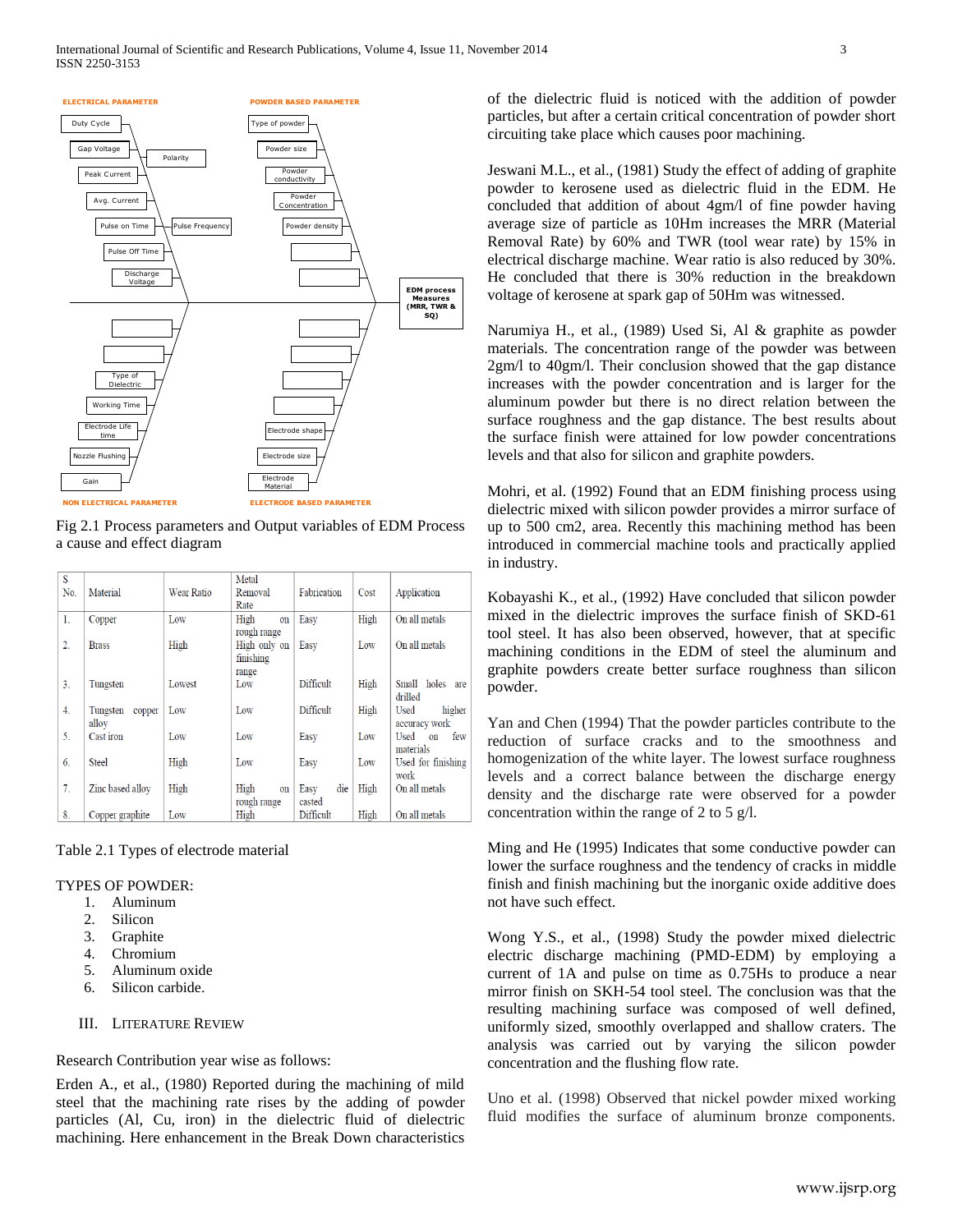ELECTRICAL PARAMETER

POWDER BASED PARAMETER

Duty Cycle

Gap Voltage

Polarity

Peak Current

Avg. Current

Pulse on Time

Pulse Frequency

Pulse Off Time

Discharge Voltage

Type of powder

Powder size

Powder conductivity

Powder Concentration

Powder density

EDM process Measures (MRR, TWR & SQ)

Type of Dielectric

Working Time

Electrode Life time

Nozzle Flushing

Gain

Electrode shape

Electrode size

Electrode Material

NON ELECTRICAL PARAMETER

ELECTRODE BASED PARAMETER

Fig 2.1 Process parameters and Output variables of EDM Process a cause and effect diagram

| S No. | Material | Wear Ratio | Metal Removal Rate | Fabrication | Cost | Application |
|---|---|---|---|---|---|---|
| 1. | Copper | Low | High on rough range | Easy | High | On all metals |
| 2. | Brass | High | High only on finishing range | Easy | Low | On all metals |
| 3. | Tungsten | Lowest | Low | Difficult | High | Small holes are drilled |
| 4. | Tungsten copper alloy | Low | Low | Difficult | High | Used higher accuracy work |
| 5. | Cast iron | Low | Low | Easy | Low | Used on few materials |
| 6. | Steel | High | Low | Easy | Low | Used for finishing work |
| 7. | Zinc based alloy | High | High on rough range | Easy die casted | High | On all metals |
| 8. | Copper graphite | Low | High | Difficult | High | On all metals |

Table 2.1 Types of electrode material

TYPES OF POWDER:

1. Aluminum
2. Silicon
3. Graphite
4. Chromium
5. Aluminum oxide
6. Silicon carbide.

## III. Literature Review

Research Contribution year wise as follows:

Erden A., et al., (1980) Reported during the machining of mild steel that the machining rate rises by the adding of powder particles (Al, Cu, iron) in the dielectric fluid of dielectric machining. Here enhancement in the Break Down characteristics of the dielectric fluid is noticed with the addition of powder particles, but after a certain critical concentration of powder short circuiting take place which causes poor machining.

Jeswani M.L., et al., (1981) Study the effect of adding of graphite powder to kerosene used as dielectric fluid in the EDM. He concluded that addition of about 4gm/l of fine powder having average size of particle as 10Hm increases the MRR (Material Removal Rate) by 60% and TWR (tool wear rate) by 15% in electrical discharge machine. Wear ratio is also reduced by 30%. He concluded that there is 30% reduction in the breakdown voltage of kerosene at spark gap of 50Hm was witnessed.

Narumiya H., et al., (1989) Used Si, Al & graphite as powder materials. The concentration range of the powder was between 2gm/l to 40gm/l. Their conclusion showed that the gap distance increases with the powder concentration and is larger for the aluminum powder but there is no direct relation between the surface roughness and the gap distance. The best results about the surface finish were attained for low powder concentrations levels and that also for silicon and graphite powders.

Mohri, et al. (1992) Found that an EDM finishing process using dielectric mixed with silicon powder provides a mirror surface of up to 500 cm2, area. Recently this machining method has been introduced in commercial machine tools and practically applied in industry.

Kobayashi K., et al., (1992) Have concluded that silicon powder mixed in the dielectric improves the surface finish of SKD-61 tool steel. It has also been observed, however, that at specific machining conditions in the EDM of steel the aluminum and graphite powders create better surface roughness than silicon powder.

Yan and Chen (1994) That the powder particles contribute to the reduction of surface cracks and to the smoothness and homogenization of the white layer. The lowest surface roughness levels and a correct balance between the discharge energy density and the discharge rate were observed for a powder concentration within the range of 2 to 5 g/l.

Ming and He (1995) Indicates that some conductive powder can lower the surface roughness and the tendency of cracks in middle finish and finish machining but the inorganic oxide additive does not have such effect.

Wong Y.S., et al., (1998) Study the powder mixed dielectric electric discharge machining (PMD-EDM) by employing a current of 1A and pulse on time as 0.75Hs to produce a near mirror finish on SKH-54 tool steel. The conclusion was that the resulting machining surface was composed of well defined, uniformly sized, smoothly overlapped and shallow craters. The analysis was carried out by varying the silicon powder concentration and the flushing flow rate.

Uno et al. (1998) Observed that nickel powder mixed working fluid modifies the surface of aluminum bronze components.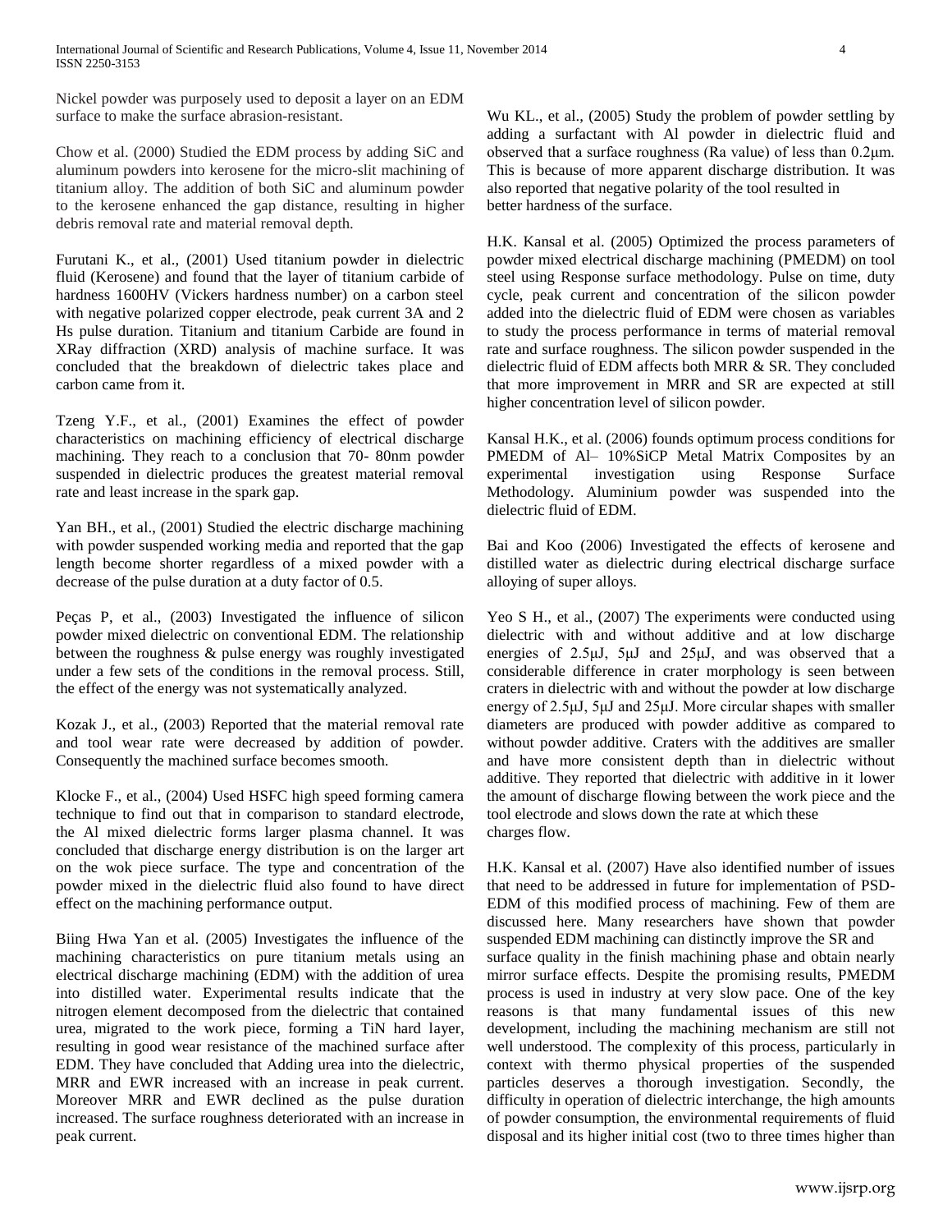Nickel powder was purposely used to deposit a layer on an EDM surface to make the surface abrasion-resistant.

Chow et al. (2000) Studied the EDM process by adding SiC and aluminum powders into kerosene for the micro-slit machining of titanium alloy. The addition of both SiC and aluminum powder to the kerosene enhanced the gap distance, resulting in higher debris removal rate and material removal depth.

Furutani K., et al., (2001) Used titanium powder in dielectric fluid (Kerosene) and found that the layer of titanium carbide of hardness 1600HV (Vickers hardness number) on a carbon steel with negative polarized copper electrode, peak current 3A and 2 Hs pulse duration. Titanium and titanium Carbide are found in XRay diffraction (XRD) analysis of machine surface. It was concluded that the breakdown of dielectric takes place and carbon came from it.

Tzeng Y.F., et al., (2001) Examines the effect of powder characteristics on machining efficiency of electrical discharge machining. They reach to a conclusion that 70- 80nm powder suspended in dielectric produces the greatest material removal rate and least increase in the spark gap.

Yan BH., et al., (2001) Studied the electric discharge machining with powder suspended working media and reported that the gap length become shorter regardless of a mixed powder with a decrease of the pulse duration at a duty factor of 0.5.

Peças P, et al., (2003) Investigated the influence of silicon powder mixed dielectric on conventional EDM. The relationship between the roughness & pulse energy was roughly investigated under a few sets of the conditions in the removal process. Still, the effect of the energy was not systematically analyzed.

Kozak J., et al., (2003) Reported that the material removal rate and tool wear rate were decreased by addition of powder. Consequently the machined surface becomes smooth.

Klocke F., et al., (2004) Used HSFC high speed forming camera technique to find out that in comparison to standard electrode, the Al mixed dielectric forms larger plasma channel. It was concluded that discharge energy distribution is on the larger art on the wok piece surface. The type and concentration of the powder mixed in the dielectric fluid also found to have direct effect on the machining performance output.

Biing Hwa Yan et al. (2005) Investigates the influence of the machining characteristics on pure titanium metals using an electrical discharge machining (EDM) with the addition of urea into distilled water. Experimental results indicate that the nitrogen element decomposed from the dielectric that contained urea, migrated to the work piece, forming a TiN hard layer, resulting in good wear resistance of the machined surface after EDM. They have concluded that Adding urea into the dielectric, MRR and EWR increased with an increase in peak current. Moreover MRR and EWR declined as the pulse duration increased. The surface roughness deteriorated with an increase in peak current.

Wu KL., et al., (2005) Study the problem of powder settling by adding a surfactant with Al powder in dielectric fluid and observed that a surface roughness (Ra value) of less than 0.2μm. This is because of more apparent discharge distribution. It was also reported that negative polarity of the tool resulted in better hardness of the surface.

H.K. Kansal et al. (2005) Optimized the process parameters of powder mixed electrical discharge machining (PMEDM) on tool steel using Response surface methodology. Pulse on time, duty cycle, peak current and concentration of the silicon powder added into the dielectric fluid of EDM were chosen as variables to study the process performance in terms of material removal rate and surface roughness. The silicon powder suspended in the dielectric fluid of EDM affects both MRR & SR. They concluded that more improvement in MRR and SR are expected at still higher concentration level of silicon powder.

Kansal H.K., et al. (2006) founds optimum process conditions for PMEDM of Al– 10%SiCP Metal Matrix Composites by an experimental investigation using Response Surface Methodology. Aluminium powder was suspended into the dielectric fluid of EDM.

Bai and Koo (2006) Investigated the effects of kerosene and distilled water as dielectric during electrical discharge surface alloying of super alloys.

Yeo S H., et al., (2007) The experiments were conducted using dielectric with and without additive and at low discharge energies of 2.5μJ, 5μJ and 25μJ, and was observed that a considerable difference in crater morphology is seen between craters in dielectric with and without the powder at low discharge energy of 2.5μJ, 5μJ and 25μJ. More circular shapes with smaller diameters are produced with powder additive as compared to without powder additive. Craters with the additives are smaller and have more consistent depth than in dielectric without additive. They reported that dielectric with additive in it lower the amount of discharge flowing between the work piece and the tool electrode and slows down the rate at which these charges flow.

H.K. Kansal et al. (2007) Have also identified number of issues that need to be addressed in future for implementation of PSD-EDM of this modified process of machining. Few of them are discussed here. Many researchers have shown that powder suspended EDM machining can distinctly improve the SR and surface quality in the finish machining phase and obtain nearly mirror surface effects. Despite the promising results, PMEDM process is used in industry at very slow pace. One of the key reasons is that many fundamental issues of this new development, including the machining mechanism are still not well understood. The complexity of this process, particularly in context with thermo physical properties of the suspended particles deserves a thorough investigation. Secondly, the difficulty in operation of dielectric interchange, the high amounts of powder consumption, the environmental requirements of fluid disposal and its higher initial cost (two to three times higher than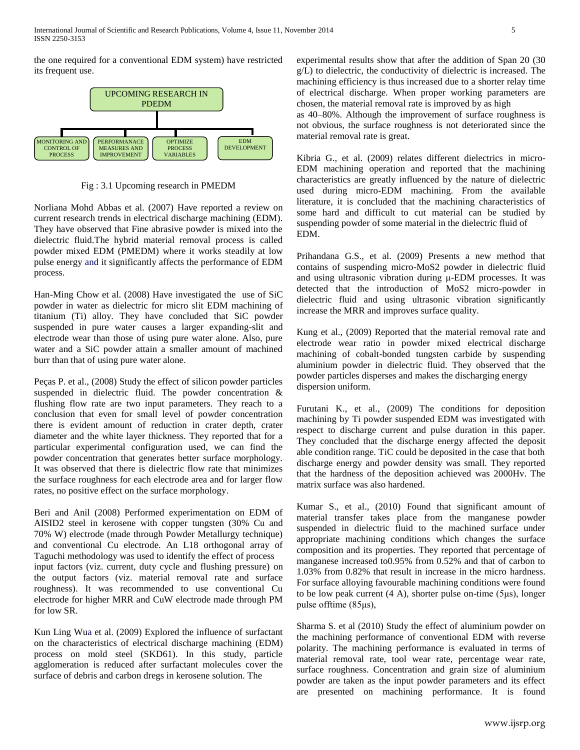the one required for a conventional EDM system) have restricted its frequent use.

UPCOMING RESEARCH IN PDEDM

MONITORING AND CONTROL OF PROCESS | PERFORMANACE MEASURES AND IMPROVEMENT | OPTIMIZE PROCESS VARIABLES | EDM DEVELOPMENT

Fig : 3.1 Upcoming research in PMEDM

Norliana Mohd Abbas et al. (2007) Have reported a review on current research trends in electrical discharge machining (EDM). They have observed that Fine abrasive powder is mixed into the dielectric fluid.The hybrid material removal process is called powder mixed EDM (PMEDM) where it works steadily at low pulse energy and it significantly affects the performance of EDM process.

Han-Ming Chow et al. (2008) Have investigated the use of SiC powder in water as dielectric for micro slit EDM machining of titanium (Ti) alloy. They have concluded that SiC powder suspended in pure water causes a larger expanding-slit and electrode wear than those of using pure water alone. Also, pure water and a SiC powder attain a smaller amount of machined burr than that of using pure water alone.

Peças P. et al., (2008) Study the effect of silicon powder particles suspended in dielectric fluid. The powder concentration & flushing flow rate are two input parameters. They reach to a conclusion that even for small level of powder concentration there is evident amount of reduction in crater depth, crater diameter and the white layer thickness. They reported that for a particular experimental configuration used, we can find the powder concentration that generates better surface morphology. It was observed that there is dielectric flow rate that minimizes the surface roughness for each electrode area and for larger flow rates, no positive effect on the surface morphology.

Beri and Anil (2008) Performed experimentation on EDM of AISID2 steel in kerosene with copper tungsten (30% Cu and 70% W) electrode (made through Powder Metallurgy technique) and conventional Cu electrode. An L18 orthogonal array of Taguchi methodology was used to identify the effect of process input factors (viz. current, duty cycle and flushing pressure) on the output factors (viz. material removal rate and surface roughness). It was recommended to use conventional Cu electrode for higher MRR and CuW electrode made through PM for low SR.

Kun Ling Wua et al. (2009) Explored the influence of surfactant on the characteristics of electrical discharge machining (EDM) process on mold steel (SKD61). In this study, particle agglomeration is reduced after surfactant molecules cover the surface of debris and carbon dregs in kerosene solution. The experimental results show that after the addition of Span 20 (30 g/L) to dielectric, the conductivity of dielectric is increased. The machining efficiency is thus increased due to a shorter relay time of electrical discharge. When proper working parameters are chosen, the material removal rate is improved by as high as 40–80%. Although the improvement of surface roughness is not obvious, the surface roughness is not deteriorated since the material removal rate is great.

Kibria G., et al. (2009) relates different dielectrics in micro-EDM machining operation and reported that the machining characteristics are greatly influenced by the nature of dielectric used during micro-EDM machining. From the available literature, it is concluded that the machining characteristics of some hard and difficult to cut material can be studied by suspending powder of some material in the dielectric fluid of EDM.

Prihandana G.S., et al. (2009) Presents a new method that contains of suspending micro-$MoS_2$ powder in dielectric fluid and using ultrasonic vibration during μ-EDM processes. It was detected that the introduction of $MoS_2$ micro-powder in dielectric fluid and using ultrasonic vibration significantly increase the MRR and improves surface quality.

Kung et al., (2009) Reported that the material removal rate and electrode wear ratio in powder mixed electrical discharge machining of cobalt-bonded tungsten carbide by suspending aluminium powder in dielectric fluid. They observed that the powder particles disperses and makes the discharging energy dispersion uniform.

Furutani K., et al., (2009) The conditions for deposition machining by Ti powder suspended EDM was investigated with respect to discharge current and pulse duration in this paper. They concluded that the discharge energy affected the deposit able condition range. TiC could be deposited in the case that both discharge energy and powder density was small. They reported that the hardness of the deposition achieved was 2000Hv. The matrix surface was also hardened.

Kumar S., et al., (2010) Found that significant amount of material transfer takes place from the manganese powder suspended in dielectric fluid to the machined surface under appropriate machining conditions which changes the surface composition and its properties. They reported that percentage of manganese increased to0.95% from 0.52% and that of carbon to 1.03% from 0.82% that result in increase in the micro hardness. For surface alloying favourable machining conditions were found to be low peak current (4 A), shorter pulse on-time (5μs), longer pulse offtime (85μs),

Sharma S. et al (2010) Study the effect of aluminium powder on the machining performance of conventional EDM with reverse polarity. The machining performance is evaluated in terms of material removal rate, tool wear rate, percentage wear rate, surface roughness. Concentration and grain size of aluminium powder are taken as the input powder parameters and its effect are presented on machining performance. It is found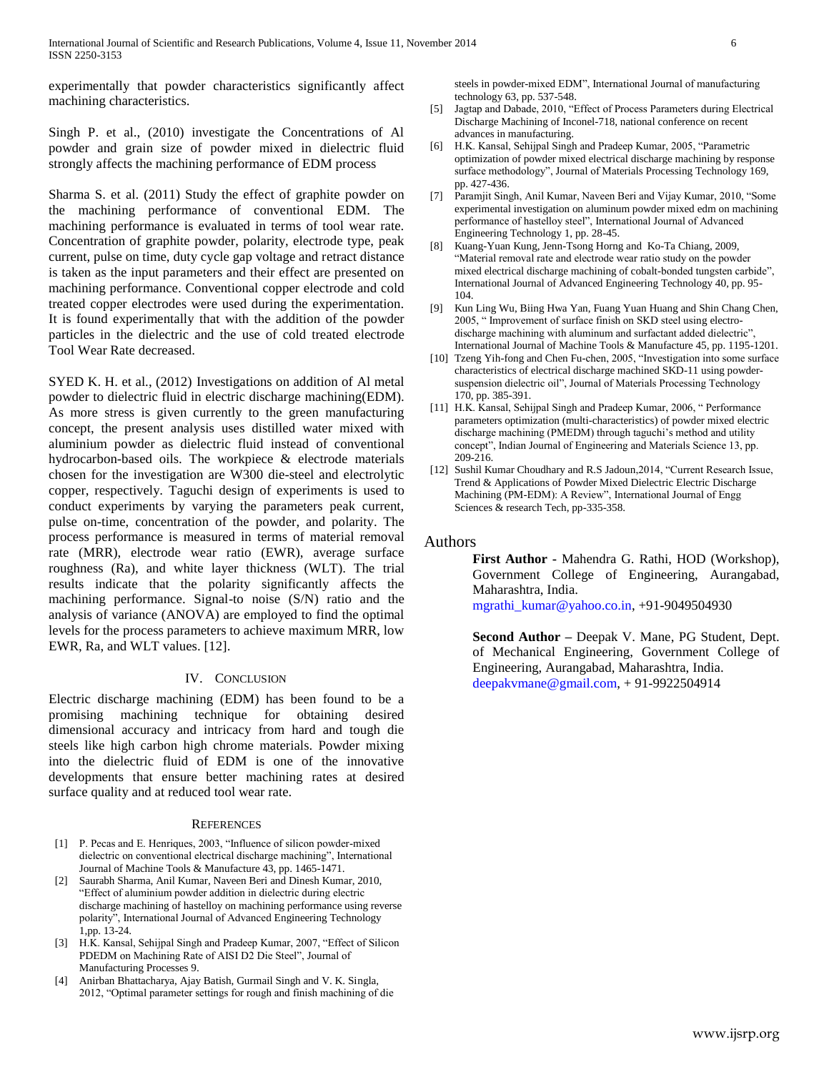experimentally that powder characteristics significantly affect machining characteristics.

Singh P. et al., (2010) investigate the Concentrations of Al powder and grain size of powder mixed in dielectric fluid strongly affects the machining performance of EDM process

Sharma S. et al. (2011) Study the effect of graphite powder on the machining performance of conventional EDM. The machining performance is evaluated in terms of tool wear rate. Concentration of graphite powder, polarity, electrode type, peak current, pulse on time, duty cycle gap voltage and retract distance is taken as the input parameters and their effect are presented on machining performance. Conventional copper electrode and cold treated copper electrodes were used during the experimentation. It is found experimentally that with the addition of the powder particles in the dielectric and the use of cold treated electrode Tool Wear Rate decreased.

SYED K. H. et al., (2012) Investigations on addition of Al metal powder to dielectric fluid in electric discharge machining(EDM). As more stress is given currently to the green manufacturing concept, the present analysis uses distilled water mixed with aluminium powder as dielectric fluid instead of conventional hydrocarbon-based oils. The workpiece & electrode materials chosen for the investigation are W300 die-steel and electrolytic copper, respectively. Taguchi design of experiments is used to conduct experiments by varying the parameters peak current, pulse on-time, concentration of the powder, and polarity. The process performance is measured in terms of material removal rate (MRR), electrode wear ratio (EWR), average surface roughness (Ra), and white layer thickness (WLT). The trial results indicate that the polarity significantly affects the machining performance. Signal-to noise (S/N) ratio and the analysis of variance (ANOVA) are employed to find the optimal levels for the process parameters to achieve maximum MRR, low EWR, Ra, and WLT values. [12].

## IV. Conclusion

Electric discharge machining (EDM) has been found to be a promising machining technique for obtaining desired dimensional accuracy and intricacy from hard and tough die steels like high carbon high chrome materials. Powder mixing into the dielectric fluid of EDM is one of the innovative developments that ensure better machining rates at desired surface quality and at reduced tool wear rate.

## References

[1] P. Pecas and E. Henriques, 2003, "Influence of silicon powder-mixed dielectric on conventional electrical discharge machining", International Journal of Machine Tools & Manufacture 43, pp. 1465-1471.

[2] Saurabh Sharma, Anil Kumar, Naveen Beri and Dinesh Kumar, 2010, "Effect of aluminium powder addition in dielectric during electric discharge machining of hastelloy on machining performance using reverse polarity", International Journal of Advanced Engineering Technology 1,pp. 13-24.

[3] H.K. Kansal, Sehijpal Singh and Pradeep Kumar, 2007, "Effect of Silicon PDEDM on Machining Rate of AISI D2 Die Steel", Journal of Manufacturing Processes 9.

[4] Anirban Bhattacharya, Ajay Batish, Gurmail Singh and V. K. Singla, 2012, "Optimal parameter settings for rough and finish machining of die steels in powder-mixed EDM", International Journal of manufacturing technology 63, pp. 537-548.

[5] Jagtap and Dabade, 2010, "Effect of Process Parameters during Electrical Discharge Machining of Inconel-718, national conference on recent advances in manufacturing.

[6] H.K. Kansal, Sehijpal Singh and Pradeep Kumar, 2005, "Parametric optimization of powder mixed electrical discharge machining by response surface methodology", Journal of Materials Processing Technology 169, pp. 427-436.

[7] Paramjit Singh, Anil Kumar, Naveen Beri and Vijay Kumar, 2010, "Some experimental investigation on aluminum powder mixed edm on machining performance of hastelloy steel", International Journal of Advanced Engineering Technology 1, pp. 28-45.

[8] Kuang-Yuan Kung, Jenn-Tsong Horng and Ko-Ta Chiang, 2009, "Material removal rate and electrode wear ratio study on the powder mixed electrical discharge machining of cobalt-bonded tungsten carbide", International Journal of Advanced Engineering Technology 40, pp. 95-104.

[9] Kun Ling Wu, Biing Hwa Yan, Fuang Yuan Huang and Shin Chang Chen, 2005, " Improvement of surface finish on SKD steel using electro-discharge machining with aluminum and surfactant added dielectric", International Journal of Machine Tools & Manufacture 45, pp. 1195-1201.

[10] Tzeng Yih-fong and Chen Fu-chen, 2005, "Investigation into some surface characteristics of electrical discharge machined SKD-11 using powder-suspension dielectric oil", Journal of Materials Processing Technology 170, pp. 385-391.

[11] H.K. Kansal, Sehijpal Singh and Pradeep Kumar, 2006, " Performance parameters optimization (multi-characteristics) of powder mixed electric discharge machining (PMEDM) through taguchi's method and utility concept", Indian Journal of Engineering and Materials Science 13, pp. 209-216.

[12] Sushil Kumar Choudhary and R.S Jadoun,2014, "Current Research Issue, Trend & Applications of Powder Mixed Dielectric Electric Discharge Machining (PM-EDM): A Review", International Journal of Engg Sciences & research Tech, pp-335-358.

## Authors

**First Author -** Mahendra G. Rathi, HOD (Workshop), Government College of Engineering, Aurangabad, Maharashtra, India.
mgrathi_kumar@yahoo.co.in, +91-9049504930

**Second Author –** Deepak V. Mane, PG Student, Dept. of Mechanical Engineering, Government College of Engineering, Aurangabad, Maharashtra, India.
deepakvmane@gmail.com, + 91-9922504914